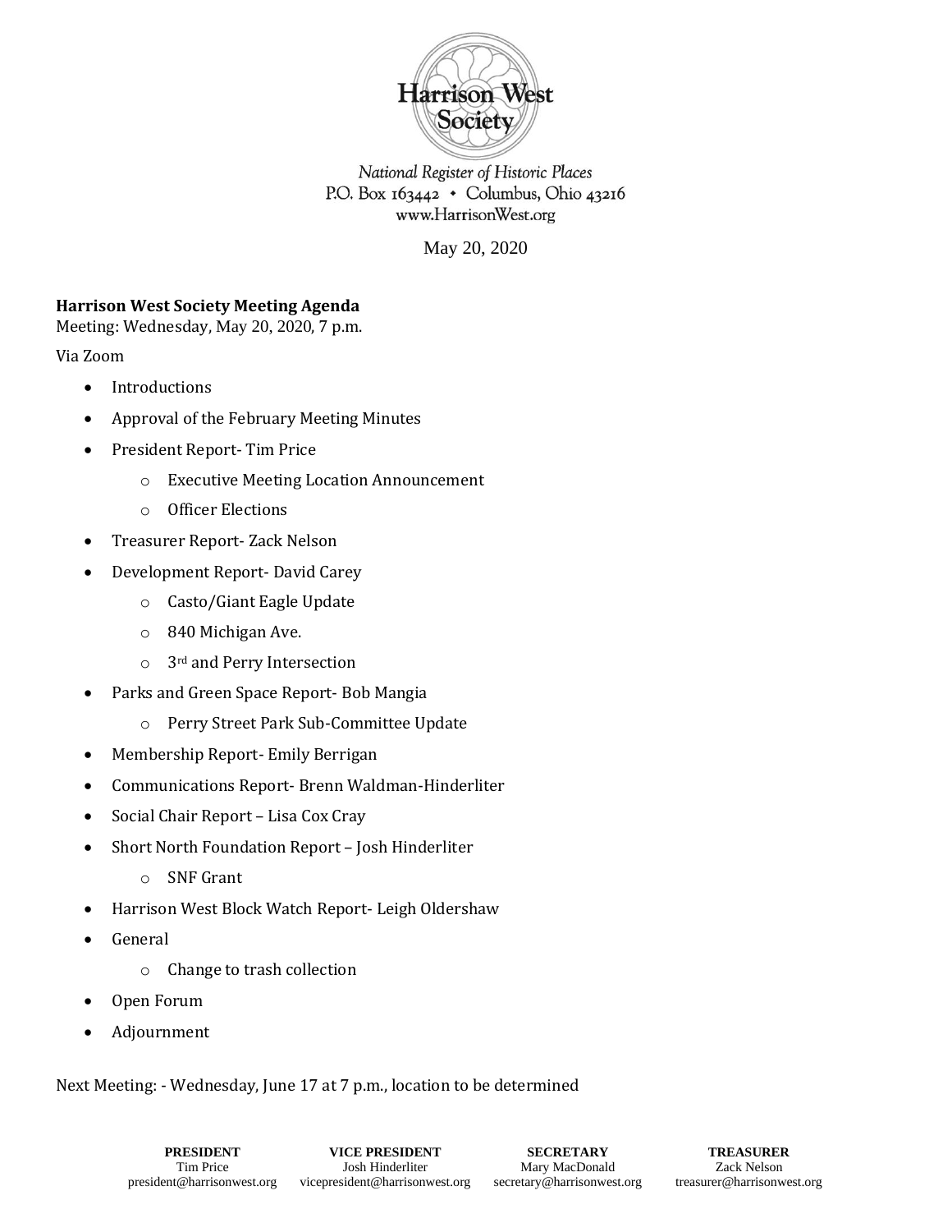Harrison West Society

*National Register of Historic Places*
P.O. Box 163442 • Columbus, Ohio 43216
www.HarrisonWest.org

May 20, 2020

**Harrison West Society Meeting Agenda**
Meeting: Wednesday, May 20, 2020, 7 p.m.

Via Zoom

- Introductions
- Approval of the February Meeting Minutes
- President Report- Tim Price
  - Executive Meeting Location Announcement
  - Officer Elections
- Treasurer Report- Zack Nelson
- Development Report- David Carey
  - Casto/Giant Eagle Update
  - 840 Michigan Ave.
  - 3rd and Perry Intersection
- Parks and Green Space Report- Bob Mangia
  - Perry Street Park Sub-Committee Update
- Membership Report- Emily Berrigan
- Communications Report- Brenn Waldman-Hinderliter
- Social Chair Report – Lisa Cox Cray
- Short North Foundation Report – Josh Hinderliter
  - SNF Grant
- Harrison West Block Watch Report- Leigh Oldershaw
- General
  - Change to trash collection
- Open Forum
- Adjournment

Next Meeting: - Wednesday, June 17 at 7 p.m., location to be determined

| **PRESIDENT** | **VICE PRESIDENT** | **SECRETARY** | **TREASURER** |
|---|---|---|---|
| Tim Price | Josh Hinderliter | Mary MacDonald | Zack Nelson |
| president@harrisonwest.org | vicepresident@harrisonwest.org | secretary@harrisonwest.org | treasurer@harrisonwest.org |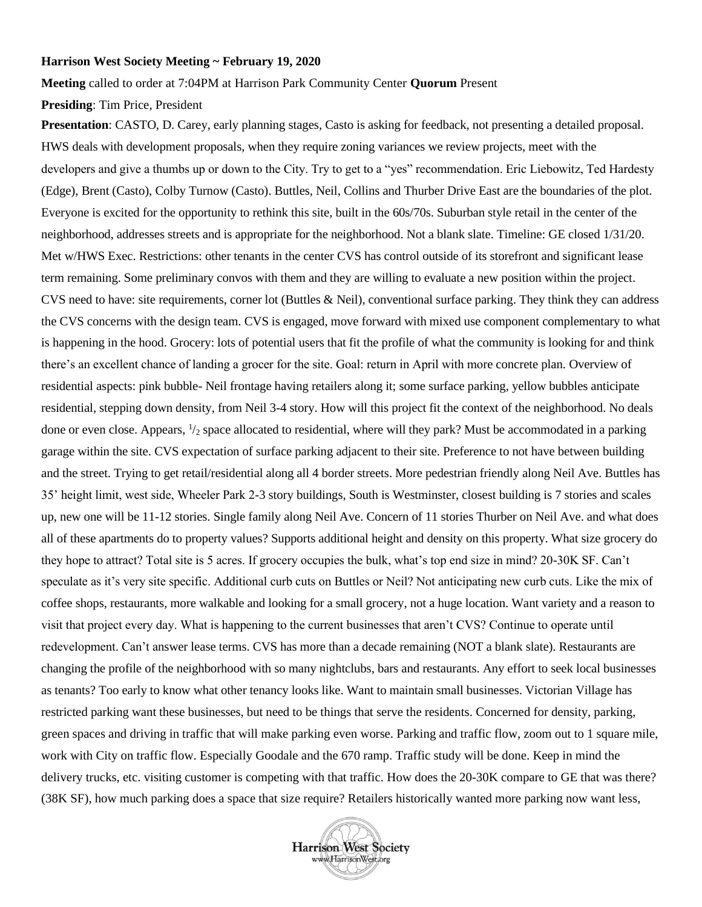**Harrison West Society Meeting ~ February 19, 2020**

**Meeting** called to order at 7:04PM at Harrison Park Community Center **Quorum** Present

**Presiding**: Tim Price, President

**Presentation**: CASTO, D. Carey, early planning stages, Casto is asking for feedback, not presenting a detailed proposal. HWS deals with development proposals, when they require zoning variances we review projects, meet with the developers and give a thumbs up or down to the City. Try to get to a "yes" recommendation. Eric Liebowitz, Ted Hardesty (Edge), Brent (Casto), Colby Turnow (Casto). Buttles, Neil, Collins and Thurber Drive East are the boundaries of the plot. Everyone is excited for the opportunity to rethink this site, built in the 60s/70s. Suburban style retail in the center of the neighborhood, addresses streets and is appropriate for the neighborhood. Not a blank slate. Timeline: GE closed 1/31/20. Met w/HWS Exec. Restrictions: other tenants in the center CVS has control outside of its storefront and significant lease term remaining. Some preliminary convos with them and they are willing to evaluate a new position within the project. CVS need to have: site requirements, corner lot (Buttles & Neil), conventional surface parking. They think they can address the CVS concerns with the design team. CVS is engaged, move forward with mixed use component complementary to what is happening in the hood. Grocery: lots of potential users that fit the profile of what the community is looking for and think there's an excellent chance of landing a grocer for the site. Goal: return in April with more concrete plan. Overview of residential aspects: pink bubble- Neil frontage having retailers along it; some surface parking, yellow bubbles anticipate residential, stepping down density, from Neil 3-4 story. How will this project fit the context of the neighborhood. No deals done or even close. Appears, $^1/_2$ space allocated to residential, where will they park? Must be accommodated in a parking garage within the site. CVS expectation of surface parking adjacent to their site. Preference to not have between building and the street. Trying to get retail/residential along all 4 border streets. More pedestrian friendly along Neil Ave. Buttles has 35' height limit, west side, Wheeler Park 2-3 story buildings, South is Westminster, closest building is 7 stories and scales up, new one will be 11-12 stories. Single family along Neil Ave. Concern of 11 stories Thurber on Neil Ave. and what does all of these apartments do to property values? Supports additional height and density on this property. What size grocery do they hope to attract? Total site is 5 acres. If grocery occupies the bulk, what's top end size in mind? 20-30K SF. Can't speculate as it's very site specific. Additional curb cuts on Buttles or Neil? Not anticipating new curb cuts. Like the mix of coffee shops, restaurants, more walkable and looking for a small grocery, not a huge location. Want variety and a reason to visit that project every day. What is happening to the current businesses that aren't CVS? Continue to operate until redevelopment. Can't answer lease terms. CVS has more than a decade remaining (NOT a blank slate). Restaurants are changing the profile of the neighborhood with so many nightclubs, bars and restaurants. Any effort to seek local businesses as tenants? Too early to know what other tenancy looks like. Want to maintain small businesses. Victorian Village has restricted parking want these businesses, but need to be things that serve the residents. Concerned for density, parking, green spaces and driving in traffic that will make parking even worse. Parking and traffic flow, zoom out to 1 square mile, work with City on traffic flow. Especially Goodale and the 670 ramp. Traffic study will be done. Keep in mind the delivery trucks, etc. visiting customer is competing with that traffic. How does the 20-30K compare to GE that was there? (38K SF), how much parking does a space that size require? Retailers historically wanted more parking now want less,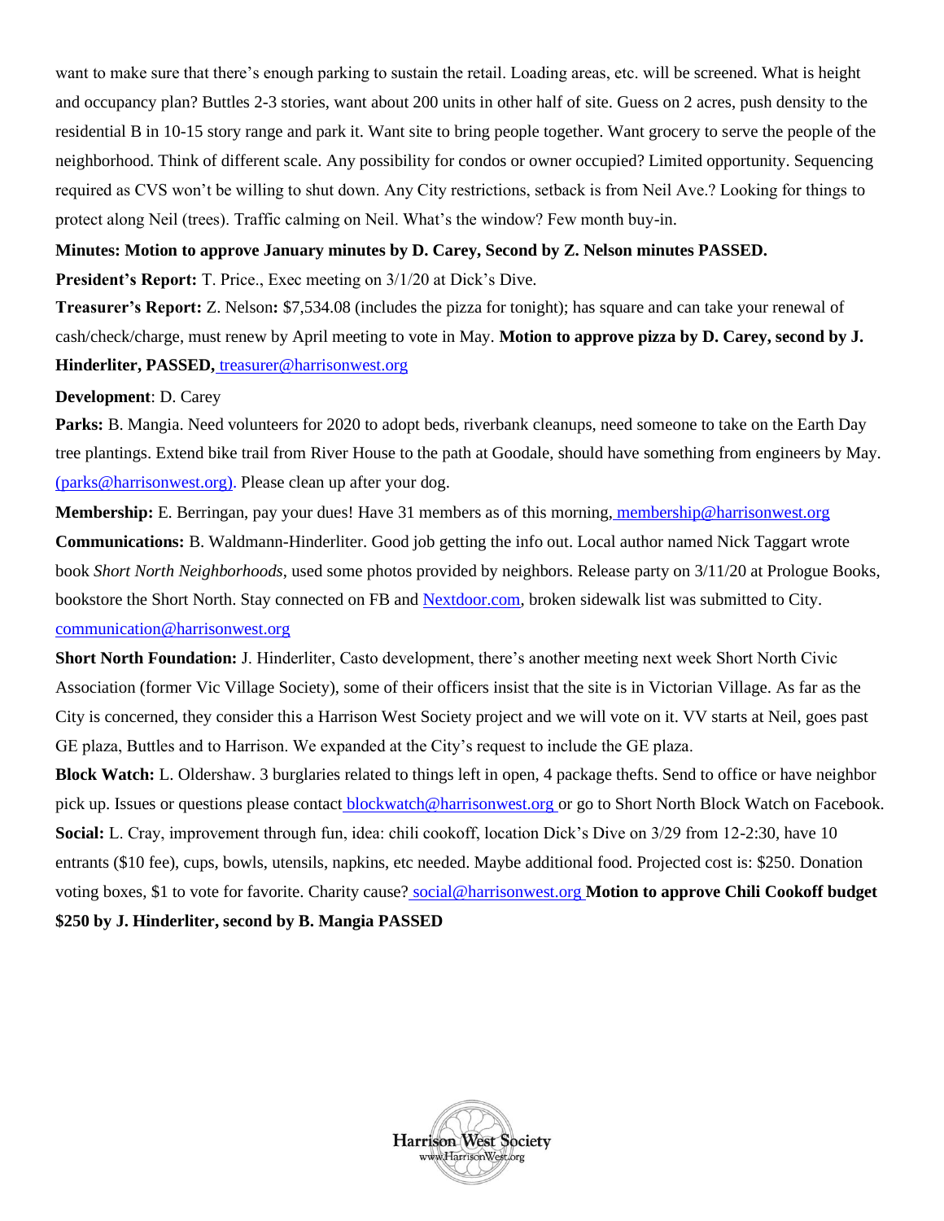want to make sure that there's enough parking to sustain the retail. Loading areas, etc. will be screened. What is height and occupancy plan? Buttles 2-3 stories, want about 200 units in other half of site. Guess on 2 acres, push density to the residential B in 10-15 story range and park it. Want site to bring people together. Want grocery to serve the people of the neighborhood. Think of different scale. Any possibility for condos or owner occupied? Limited opportunity. Sequencing required as CVS won't be willing to shut down. Any City restrictions, setback is from Neil Ave.? Looking for things to protect along Neil (trees). Traffic calming on Neil. What's the window? Few month buy-in.

**Minutes: Motion to approve January minutes by D. Carey, Second by Z. Nelson minutes PASSED.**

**President's Report:** T. Price., Exec meeting on 3/1/20 at Dick's Dive.

**Treasurer's Report:** Z. Nelson**:** $7,534.08 (includes the pizza for tonight); has square and can take your renewal of cash/check/charge, must renew by April meeting to vote in May. **Motion to approve pizza by D. Carey, second by J. Hinderliter, PASSED,** treasurer@harrisonwest.org

**Development**: D. Carey

**Parks:** B. Mangia. Need volunteers for 2020 to adopt beds, riverbank cleanups, need someone to take on the Earth Day tree plantings. Extend bike trail from River House to the path at Goodale, should have something from engineers by May. (parks@harrisonwest.org). Please clean up after your dog.

**Membership:** E. Berringan, pay your dues! Have 31 members as of this morning, membership@harrisonwest.org

**Communications:** B. Waldmann-Hinderliter. Good job getting the info out. Local author named Nick Taggart wrote book *Short North Neighborhoods*, used some photos provided by neighbors. Release party on 3/11/20 at Prologue Books, bookstore the Short North. Stay connected on FB and Nextdoor.com, broken sidewalk list was submitted to City. communication@harrisonwest.org

**Short North Foundation:** J. Hinderliter, Casto development, there's another meeting next week Short North Civic Association (former Vic Village Society), some of their officers insist that the site is in Victorian Village. As far as the City is concerned, they consider this a Harrison West Society project and we will vote on it. VV starts at Neil, goes past GE plaza, Buttles and to Harrison. We expanded at the City's request to include the GE plaza.

**Block Watch:** L. Oldershaw. 3 burglaries related to things left in open, 4 package thefts. Send to office or have neighbor pick up. Issues or questions please contact blockwatch@harrisonwest.org or go to Short North Block Watch on Facebook.

**Social:** L. Cray, improvement through fun, idea: chili cookoff, location Dick's Dive on 3/29 from 12-2:30, have 10 entrants ($10 fee), cups, bowls, utensils, napkins, etc needed. Maybe additional food. Projected cost is: $250. Donation voting boxes, $1 to vote for favorite. Charity cause? social@harrisonwest.org **Motion to approve Chili Cookoff budget $250 by J. Hinderliter, second by B. Mangia PASSED**